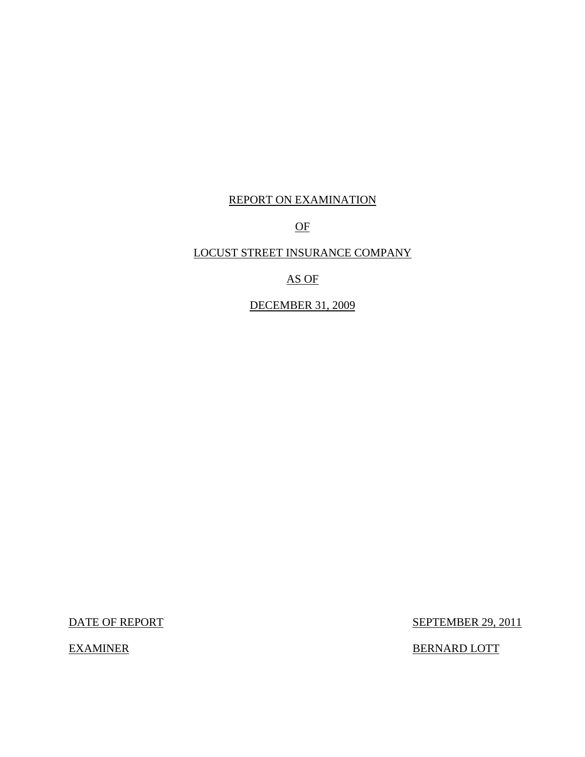# REPORT ON EXAMINATION

# OF

# LOCUST STREET INSURANCE COMPANY

# AS OF

# DECEMBER 31, 2009

| DATE OF REPORT | SEPTEMBER 29, 2011 |
| --- | --- |
| EXAMINER | BERNARD LOTT |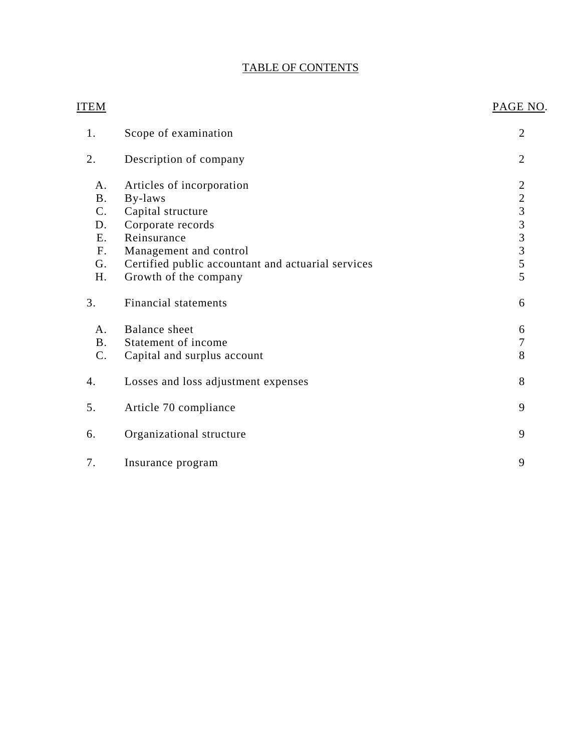# TABLE OF CONTENTS

| ITEM | | PAGE NO. |
|---|---|---|
| 1. | Scope of examination | 2 |
| 2. | Description of company | 2 |
| A. | Articles of incorporation | 2 |
| B. | By-laws | 2 |
| C. | Capital structure | 3 |
| D. | Corporate records | 3 |
| E. | Reinsurance | 3 |
| F. | Management and control | 3 |
| G. | Certified public accountant and actuarial services | 5 |
| H. | Growth of the company | 5 |
| 3. | Financial statements | 6 |
| A. | Balance sheet | 6 |
| B. | Statement of income | 7 |
| C. | Capital and surplus account | 8 |
| 4. | Losses and loss adjustment expenses | 8 |
| 5. | Article 70 compliance | 9 |
| 6. | Organizational structure | 9 |
| 7. | Insurance program | 9 |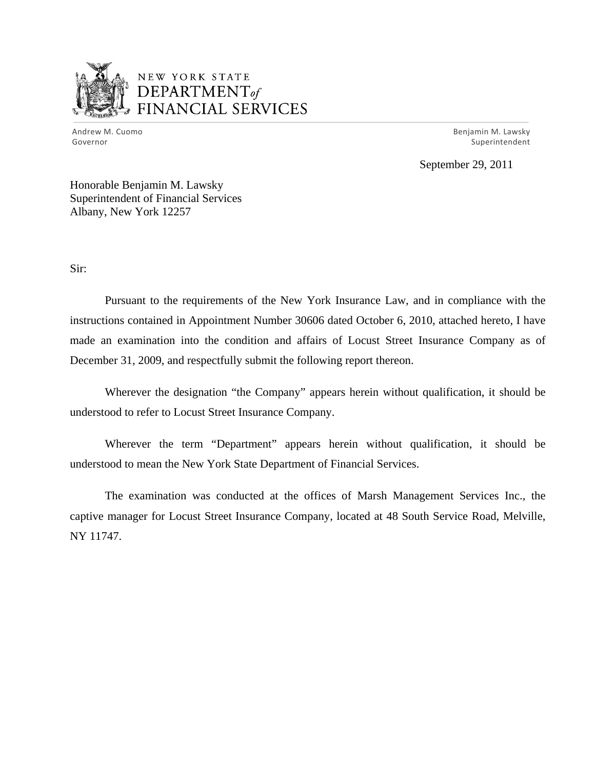NEW YORK STATE
DEPARTMENT *of*
FINANCIAL SERVICES

Andrew M. Cuomo
Governor

Benjamin M. Lawsky
Superintendent

September 29, 2011

Honorable Benjamin M. Lawsky
Superintendent of Financial Services
Albany, New York 12257

Sir:

Pursuant to the requirements of the New York Insurance Law, and in compliance with the instructions contained in Appointment Number 30606 dated October 6, 2010, attached hereto, I have made an examination into the condition and affairs of Locust Street Insurance Company as of December 31, 2009, and respectfully submit the following report thereon.

Wherever the designation "the Company" appears herein without qualification, it should be understood to refer to Locust Street Insurance Company.

Wherever the term "Department" appears herein without qualification, it should be understood to mean the New York State Department of Financial Services.

The examination was conducted at the offices of Marsh Management Services Inc., the captive manager for Locust Street Insurance Company, located at 48 South Service Road, Melville, NY 11747.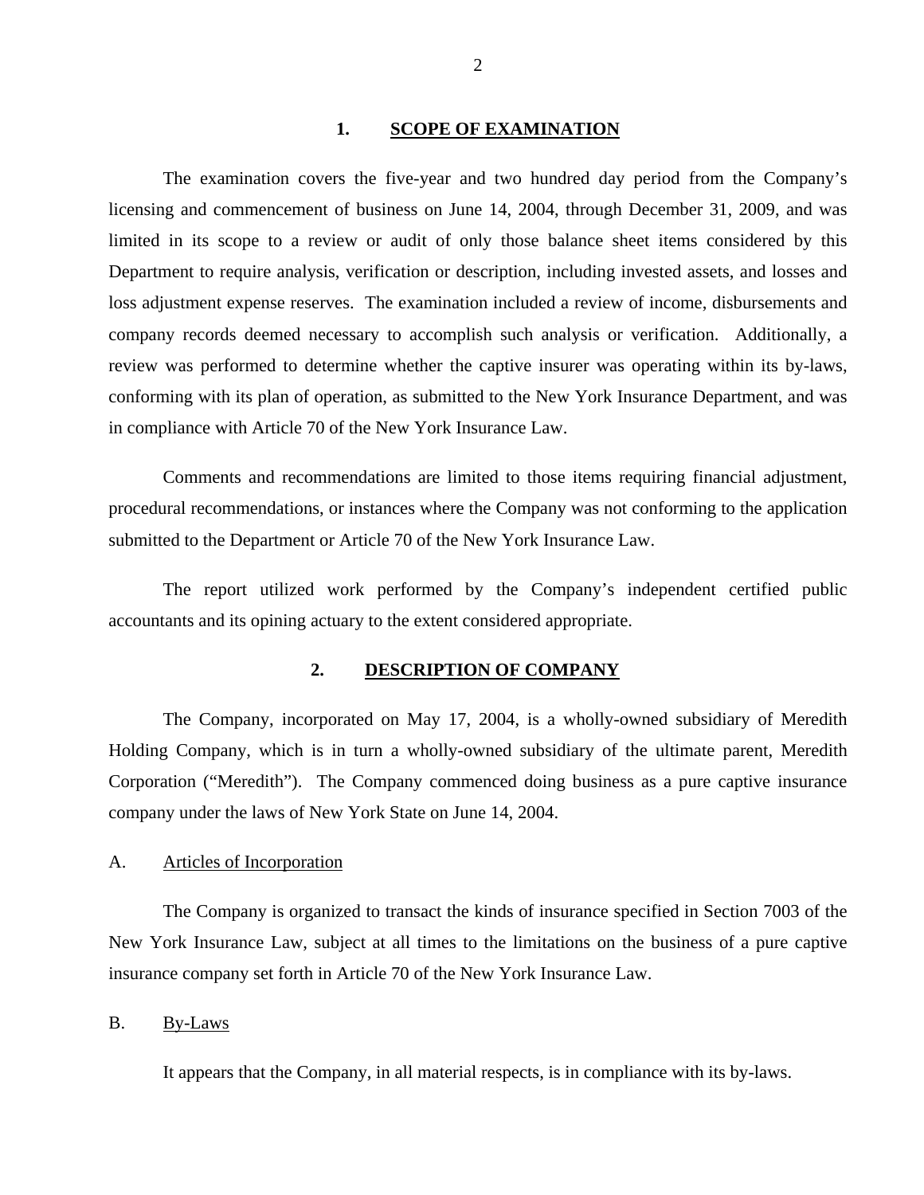## 1. SCOPE OF EXAMINATION

The examination covers the five-year and two hundred day period from the Company's licensing and commencement of business on June 14, 2004, through December 31, 2009, and was limited in its scope to a review or audit of only those balance sheet items considered by this Department to require analysis, verification or description, including invested assets, and losses and loss adjustment expense reserves. The examination included a review of income, disbursements and company records deemed necessary to accomplish such analysis or verification. Additionally, a review was performed to determine whether the captive insurer was operating within its by-laws, conforming with its plan of operation, as submitted to the New York Insurance Department, and was in compliance with Article 70 of the New York Insurance Law.

Comments and recommendations are limited to those items requiring financial adjustment, procedural recommendations, or instances where the Company was not conforming to the application submitted to the Department or Article 70 of the New York Insurance Law.

The report utilized work performed by the Company's independent certified public accountants and its opining actuary to the extent considered appropriate.

## 2. DESCRIPTION OF COMPANY

The Company, incorporated on May 17, 2004, is a wholly-owned subsidiary of Meredith Holding Company, which is in turn a wholly-owned subsidiary of the ultimate parent, Meredith Corporation ("Meredith"). The Company commenced doing business as a pure captive insurance company under the laws of New York State on June 14, 2004.

### A. Articles of Incorporation

The Company is organized to transact the kinds of insurance specified in Section 7003 of the New York Insurance Law, subject at all times to the limitations on the business of a pure captive insurance company set forth in Article 70 of the New York Insurance Law.

### B. By-Laws

It appears that the Company, in all material respects, is in compliance with its by-laws.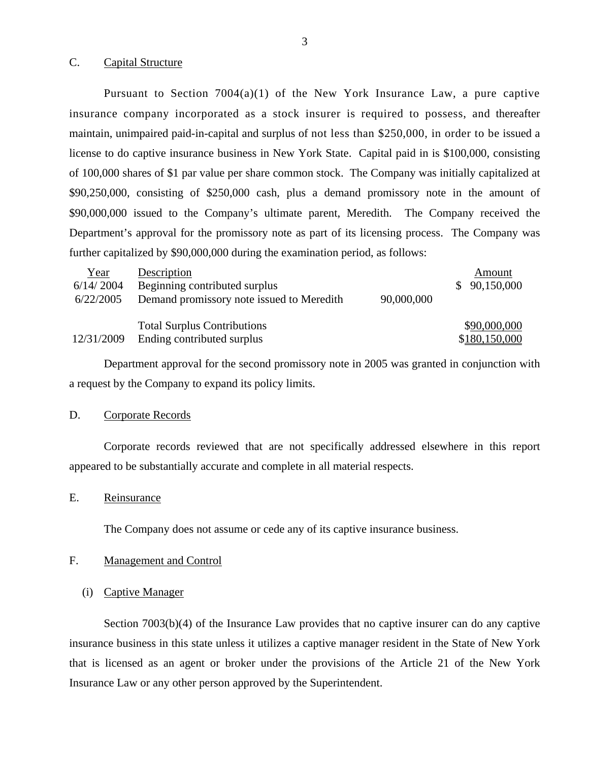## C. Capital Structure

Pursuant to Section 7004(a)(1) of the New York Insurance Law, a pure captive insurance company incorporated as a stock insurer is required to possess, and thereafter maintain, unimpaired paid-in-capital and surplus of not less than $250,000, in order to be issued a license to do captive insurance business in New York State. Capital paid in is $100,000, consisting of 100,000 shares of $1 par value per share common stock. The Company was initially capitalized at $90,250,000, consisting of $250,000 cash, plus a demand promissory note in the amount of $90,000,000 issued to the Company's ultimate parent, Meredith. The Company received the Department's approval for the promissory note as part of its licensing process. The Company was further capitalized by $90,000,000 during the examination period, as follows:

| Year | Description | | Amount |
|---|---|---|---|
| 6/14/ 2004 | Beginning contributed surplus | | $ 90,150,000 |
| 6/22/2005 | Demand promissory note issued to Meredith | 90,000,000 | |
| | Total Surplus Contributions | | $90,000,000 |
| 12/31/2009 | Ending contributed surplus | | $180,150,000 |

Department approval for the second promissory note in 2005 was granted in conjunction with a request by the Company to expand its policy limits.

## D. Corporate Records

Corporate records reviewed that are not specifically addressed elsewhere in this report appeared to be substantially accurate and complete in all material respects.

## E. Reinsurance

The Company does not assume or cede any of its captive insurance business.

## F. Management and Control

### (i) Captive Manager

Section 7003(b)(4) of the Insurance Law provides that no captive insurer can do any captive insurance business in this state unless it utilizes a captive manager resident in the State of New York that is licensed as an agent or broker under the provisions of the Article 21 of the New York Insurance Law or any other person approved by the Superintendent.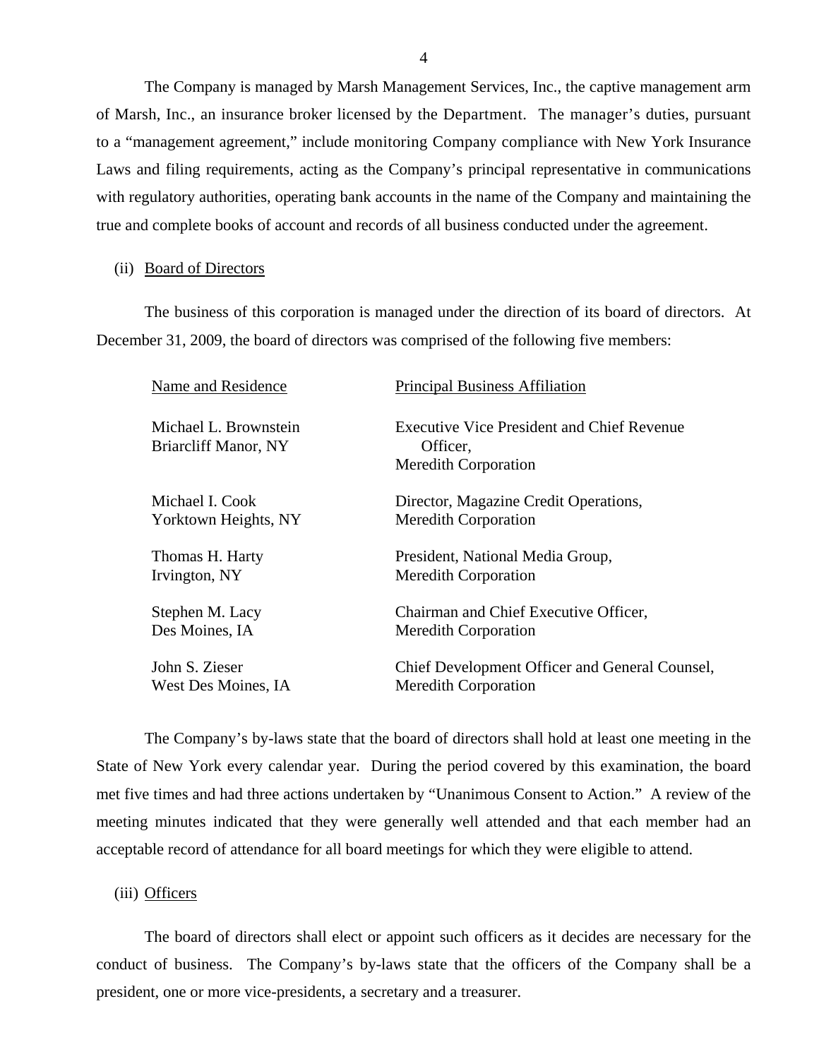The Company is managed by Marsh Management Services, Inc., the captive management arm of Marsh, Inc., an insurance broker licensed by the Department. The manager's duties, pursuant to a "management agreement," include monitoring Company compliance with New York Insurance Laws and filing requirements, acting as the Company's principal representative in communications with regulatory authorities, operating bank accounts in the name of the Company and maintaining the true and complete books of account and records of all business conducted under the agreement.

(ii) Board of Directors

The business of this corporation is managed under the direction of its board of directors. At December 31, 2009, the board of directors was comprised of the following five members:

| Name and Residence | Principal Business Affiliation |
|---|---|
| Michael L. Brownstein<br>Briarcliff Manor, NY | Executive Vice President and Chief Revenue Officer,<br>Meredith Corporation |
| Michael I. Cook<br>Yorktown Heights, NY | Director, Magazine Credit Operations,<br>Meredith Corporation |
| Thomas H. Harty<br>Irvington, NY | President, National Media Group,<br>Meredith Corporation |
| Stephen M. Lacy<br>Des Moines, IA | Chairman and Chief Executive Officer,<br>Meredith Corporation |
| John S. Zieser<br>West Des Moines, IA | Chief Development Officer and General Counsel,<br>Meredith Corporation |

The Company's by-laws state that the board of directors shall hold at least one meeting in the State of New York every calendar year. During the period covered by this examination, the board met five times and had three actions undertaken by "Unanimous Consent to Action." A review of the meeting minutes indicated that they were generally well attended and that each member had an acceptable record of attendance for all board meetings for which they were eligible to attend.

(iii) Officers

The board of directors shall elect or appoint such officers as it decides are necessary for the conduct of business. The Company's by-laws state that the officers of the Company shall be a president, one or more vice-presidents, a secretary and a treasurer.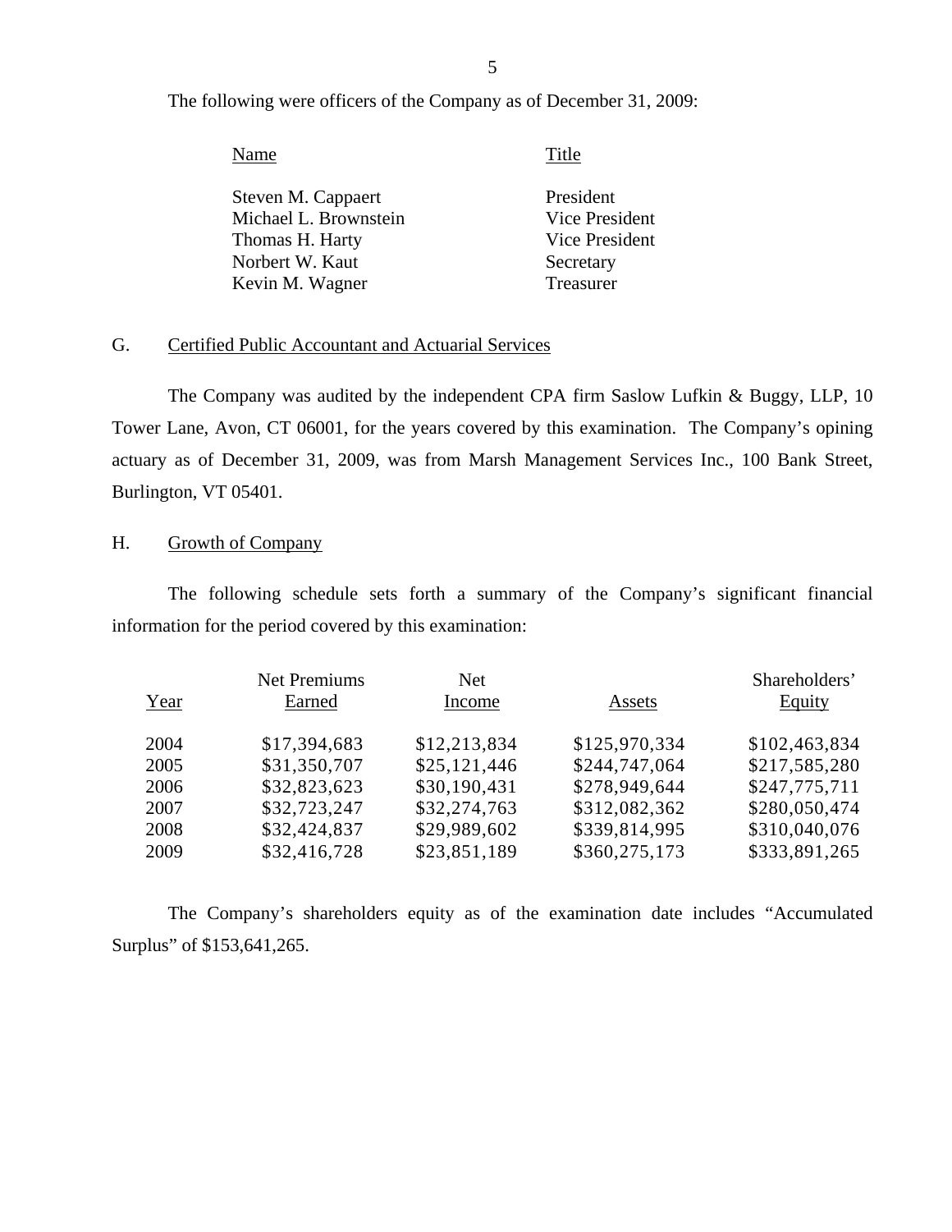The following were officers of the Company as of December 31, 2009:

| Name | Title |
|---|---|
| Steven M. Cappaert | President |
| Michael L. Brownstein | Vice President |
| Thomas H. Harty | Vice President |
| Norbert W. Kaut | Secretary |
| Kevin M. Wagner | Treasurer |

## G. Certified Public Accountant and Actuarial Services

The Company was audited by the independent CPA firm Saslow Lufkin & Buggy, LLP, 10 Tower Lane, Avon, CT 06001, for the years covered by this examination. The Company's opining actuary as of December 31, 2009, was from Marsh Management Services Inc., 100 Bank Street, Burlington, VT 05401.

## H. Growth of Company

The following schedule sets forth a summary of the Company's significant financial information for the period covered by this examination:

| Year | Net Premiums Earned | Net Income | Assets | Shareholders' Equity |
|---|---|---|---|---|
| 2004 | $17,394,683 | $12,213,834 | $125,970,334 | $102,463,834 |
| 2005 | $31,350,707 | $25,121,446 | $244,747,064 | $217,585,280 |
| 2006 | $32,823,623 | $30,190,431 | $278,949,644 | $247,775,711 |
| 2007 | $32,723,247 | $32,274,763 | $312,082,362 | $280,050,474 |
| 2008 | $32,424,837 | $29,989,602 | $339,814,995 | $310,040,076 |
| 2009 | $32,416,728 | $23,851,189 | $360,275,173 | $333,891,265 |

The Company's shareholders equity as of the examination date includes "Accumulated Surplus" of $153,641,265.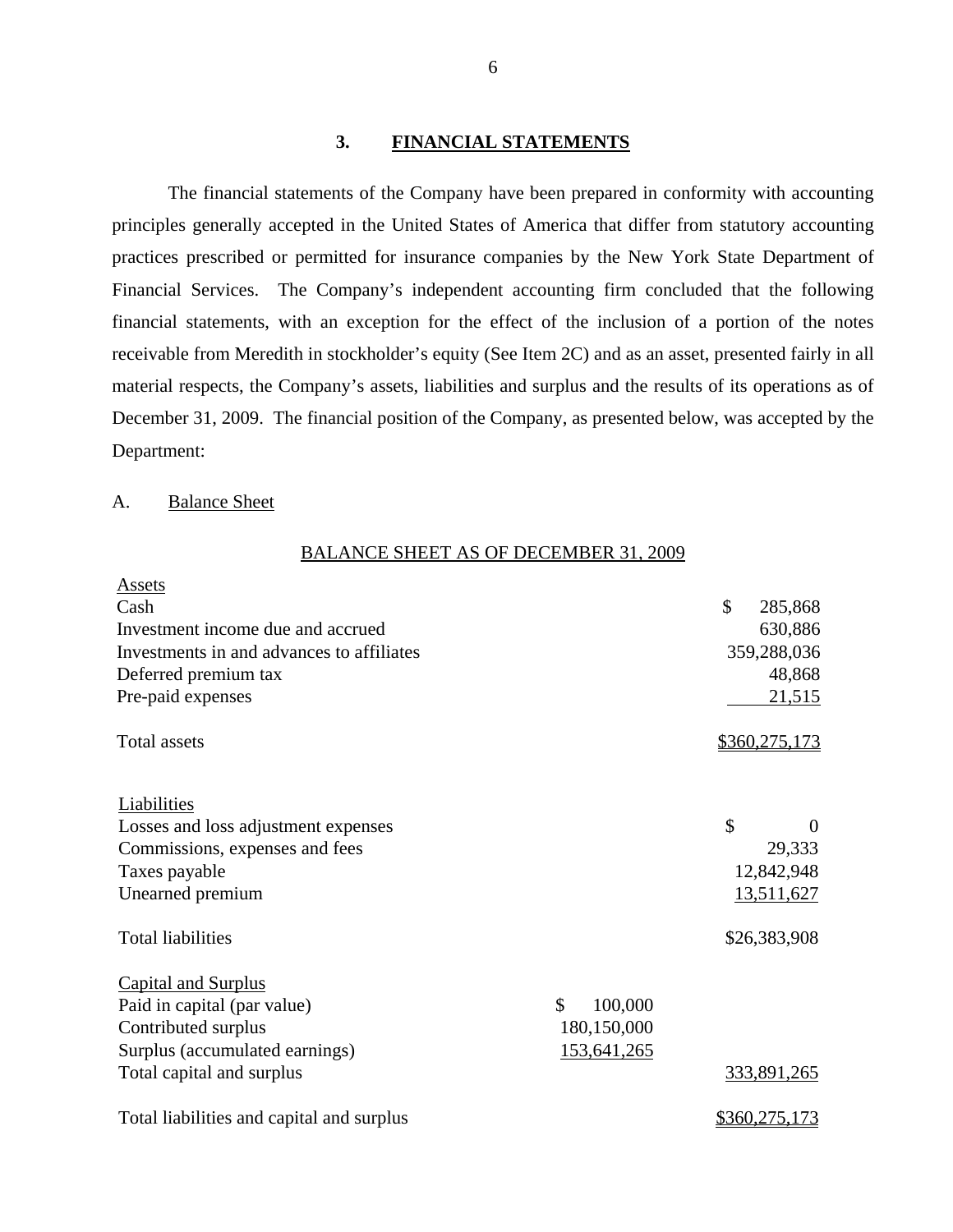## 3. FINANCIAL STATEMENTS

The financial statements of the Company have been prepared in conformity with accounting principles generally accepted in the United States of America that differ from statutory accounting practices prescribed or permitted for insurance companies by the New York State Department of Financial Services. The Company's independent accounting firm concluded that the following financial statements, with an exception for the effect of the inclusion of a portion of the notes receivable from Meredith in stockholder's equity (See Item 2C) and as an asset, presented fairly in all material respects, the Company's assets, liabilities and surplus and the results of its operations as of December 31, 2009. The financial position of the Company, as presented below, was accepted by the Department:

### A. Balance Sheet

BALANCE SHEET AS OF DECEMBER 31, 2009

| | | |
|---|---|---|
| **Assets** | | |
| Cash | | $ 285,868 |
| Investment income due and accrued | | 630,886 |
| Investments in and advances to affiliates | | 359,288,036 |
| Deferred premium tax | | 48,868 |
| Pre-paid expenses | | 21,515 |
| Total assets | | $360,275,173 |
| | | |
| **Liabilities** | | |
| Losses and loss adjustment expenses | | $ 0 |
| Commissions, expenses and fees | | 29,333 |
| Taxes payable | | 12,842,948 |
| Unearned premium | | 13,511,627 |
| Total liabilities | | $26,383,908 |
| | | |
| **Capital and Surplus** | | |
| Paid in capital (par value) | $ 100,000 | |
| Contributed surplus | 180,150,000 | |
| Surplus (accumulated earnings) | 153,641,265 | |
| Total capital and surplus | | 333,891,265 |
| | | |
| Total liabilities and capital and surplus | | $360,275,173 |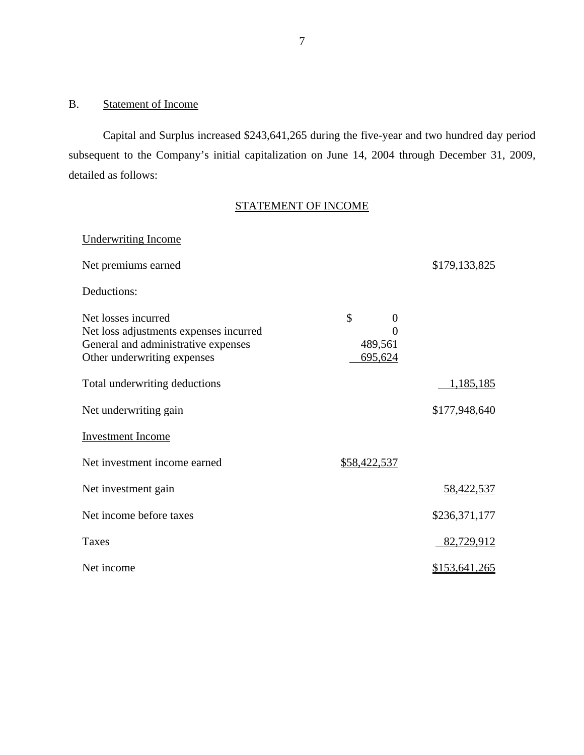## B. Statement of Income

Capital and Surplus increased $243,641,265 during the five-year and two hundred day period subsequent to the Company's initial capitalization on June 14, 2004 through December 31, 2009, detailed as follows:

### STATEMENT OF INCOME

| | | |
|---|---|---|
| **Underwriting Income** | | |
| Net premiums earned | | $179,133,825 |
| Deductions: | | |
| Net losses incurred | $ 0 | |
| Net loss adjustments expenses incurred | 0 | |
| General and administrative expenses | 489,561 | |
| Other underwriting expenses | 695,624 | |
| Total underwriting deductions | | 1,185,185 |
| Net underwriting gain | | $177,948,640 |
| **Investment Income** | | |
| Net investment income earned | $58,422,537 | |
| Net investment gain | | 58,422,537 |
| Net income before taxes | | $236,371,177 |
| Taxes | | 82,729,912 |
| Net income | | $153,641,265 |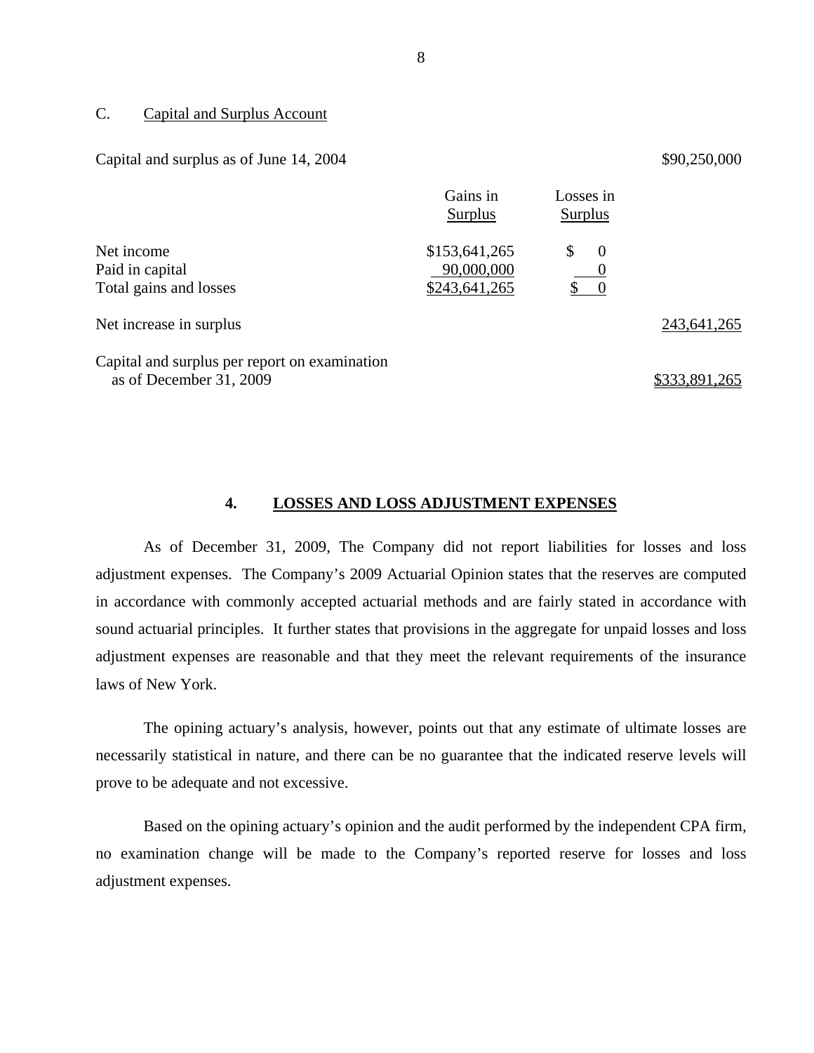C. Capital and Surplus Account

| | Gains in Surplus | Losses in Surplus | |
|---|---|---|---|
| Capital and surplus as of June 14, 2004 | | | $90,250,000 |
| Net income | $153,641,265 | $ 0 | |
| Paid in capital | 90,000,000 | 0 | |
| Total gains and losses | $243,641,265 | $ 0 | |
| Net increase in surplus | | | 243,641,265 |
| Capital and surplus per report on examination as of December 31, 2009 | | | $333,891,265 |

## 4. LOSSES AND LOSS ADJUSTMENT EXPENSES

As of December 31, 2009, The Company did not report liabilities for losses and loss adjustment expenses. The Company's 2009 Actuarial Opinion states that the reserves are computed in accordance with commonly accepted actuarial methods and are fairly stated in accordance with sound actuarial principles. It further states that provisions in the aggregate for unpaid losses and loss adjustment expenses are reasonable and that they meet the relevant requirements of the insurance laws of New York.

The opining actuary's analysis, however, points out that any estimate of ultimate losses are necessarily statistical in nature, and there can be no guarantee that the indicated reserve levels will prove to be adequate and not excessive.

Based on the opining actuary's opinion and the audit performed by the independent CPA firm, no examination change will be made to the Company's reported reserve for losses and loss adjustment expenses.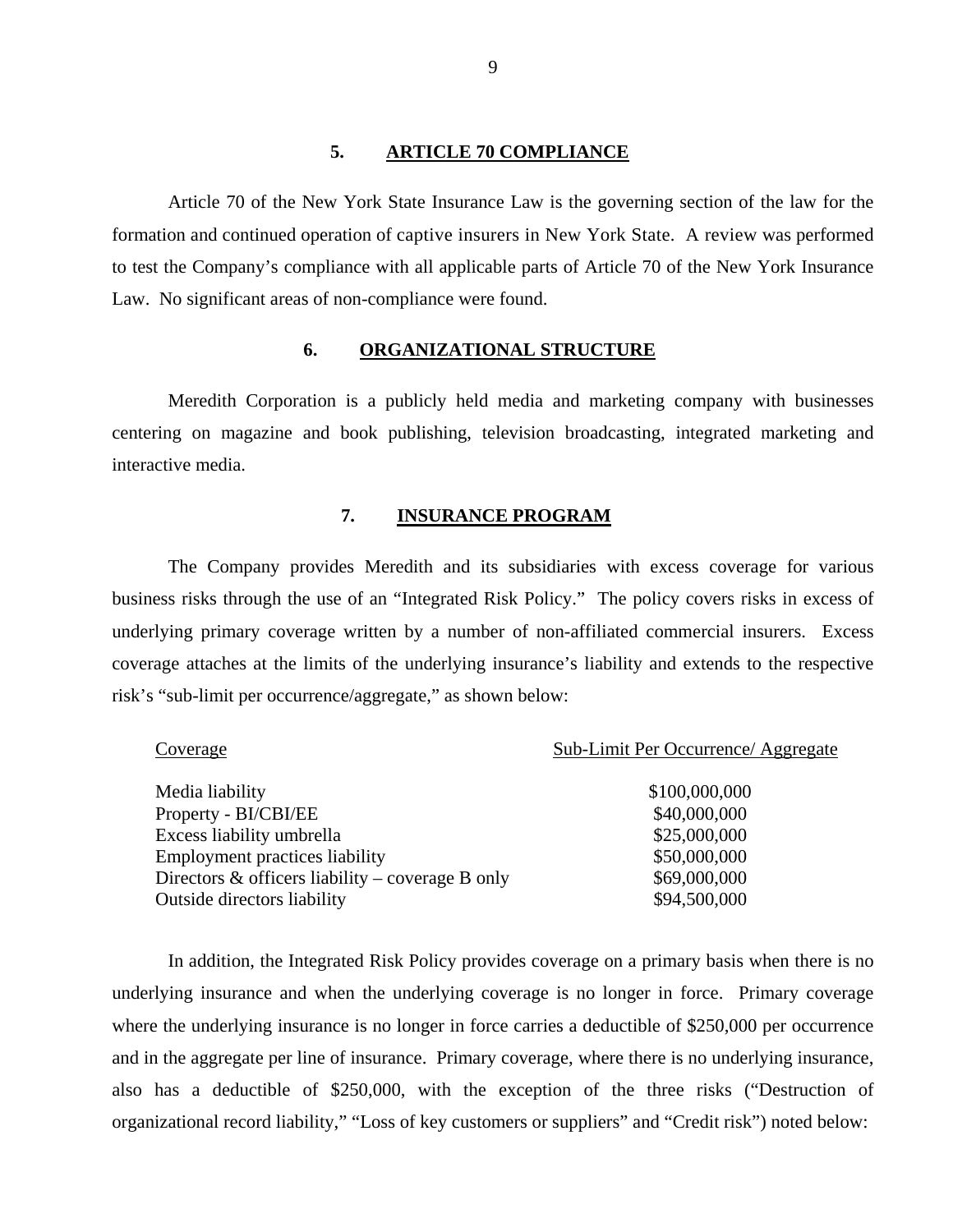## 5. ARTICLE 70 COMPLIANCE

Article 70 of the New York State Insurance Law is the governing section of the law for the formation and continued operation of captive insurers in New York State. A review was performed to test the Company's compliance with all applicable parts of Article 70 of the New York Insurance Law. No significant areas of non-compliance were found.

## 6. ORGANIZATIONAL STRUCTURE

Meredith Corporation is a publicly held media and marketing company with businesses centering on magazine and book publishing, television broadcasting, integrated marketing and interactive media.

## 7. INSURANCE PROGRAM

The Company provides Meredith and its subsidiaries with excess coverage for various business risks through the use of an "Integrated Risk Policy." The policy covers risks in excess of underlying primary coverage written by a number of non-affiliated commercial insurers. Excess coverage attaches at the limits of the underlying insurance's liability and extends to the respective risk's "sub-limit per occurrence/aggregate," as shown below:

| Coverage | Sub-Limit Per Occurrence/ Aggregate |
|---|---|
| Media liability | $100,000,000 |
| Property - BI/CBI/EE | $40,000,000 |
| Excess liability umbrella | $25,000,000 |
| Employment practices liability | $50,000,000 |
| Directors & officers liability – coverage B only | $69,000,000 |
| Outside directors liability | $94,500,000 |

In addition, the Integrated Risk Policy provides coverage on a primary basis when there is no underlying insurance and when the underlying coverage is no longer in force. Primary coverage where the underlying insurance is no longer in force carries a deductible of $250,000 per occurrence and in the aggregate per line of insurance. Primary coverage, where there is no underlying insurance, also has a deductible of $250,000, with the exception of the three risks ("Destruction of organizational record liability," "Loss of key customers or suppliers" and "Credit risk") noted below: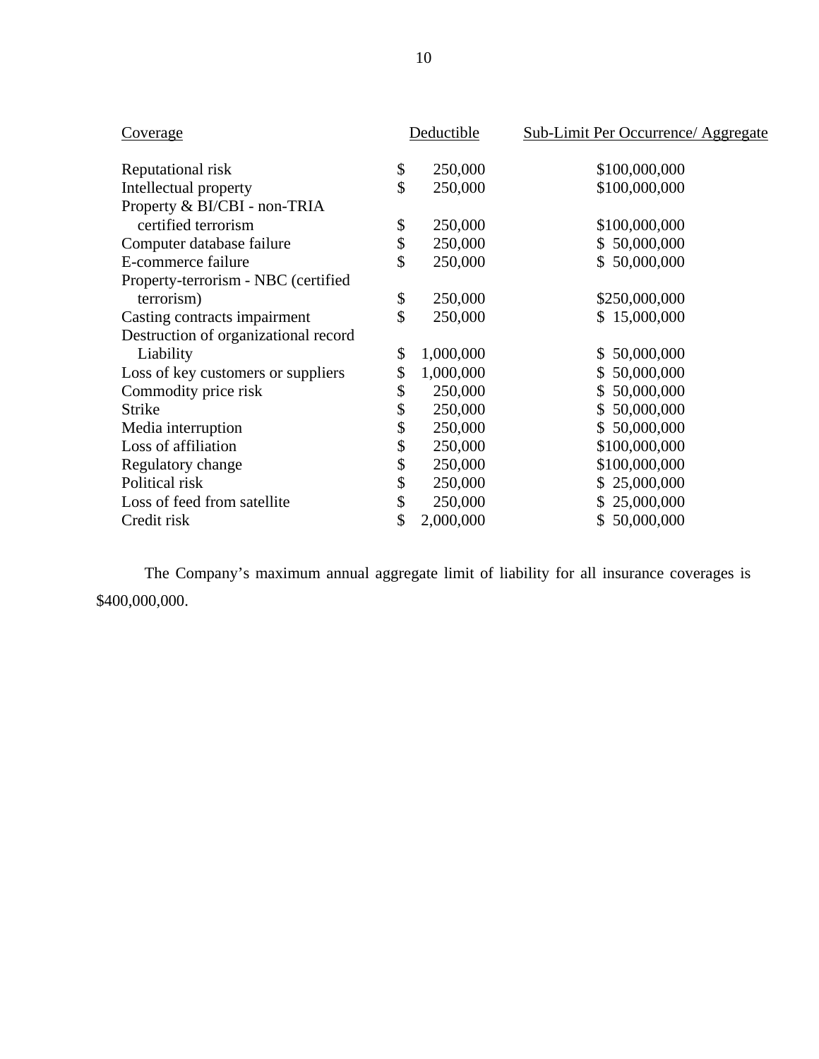| Coverage | Deductible | Sub-Limit Per Occurrence/ Aggregate |
|---|---|---|
| Reputational risk | $ 250,000 | $100,000,000 |
| Intellectual property | $ 250,000 | $100,000,000 |
| Property & BI/CBI - non-TRIA certified terrorism | $ 250,000 | $100,000,000 |
| Computer database failure | $ 250,000 | $ 50,000,000 |
| E-commerce failure | $ 250,000 | $ 50,000,000 |
| Property-terrorism - NBC (certified terrorism) | $ 250,000 | $250,000,000 |
| Casting contracts impairment | $ 250,000 | $ 15,000,000 |
| Destruction of organizational record Liability | $ 1,000,000 | $ 50,000,000 |
| Loss of key customers or suppliers | $ 1,000,000 | $ 50,000,000 |
| Commodity price risk | $ 250,000 | $ 50,000,000 |
| Strike | $ 250,000 | $ 50,000,000 |
| Media interruption | $ 250,000 | $ 50,000,000 |
| Loss of affiliation | $ 250,000 | $100,000,000 |
| Regulatory change | $ 250,000 | $100,000,000 |
| Political risk | $ 250,000 | $ 25,000,000 |
| Loss of feed from satellite | $ 250,000 | $ 25,000,000 |
| Credit risk | $ 2,000,000 | $ 50,000,000 |

The Company's maximum annual aggregate limit of liability for all insurance coverages is $400,000,000.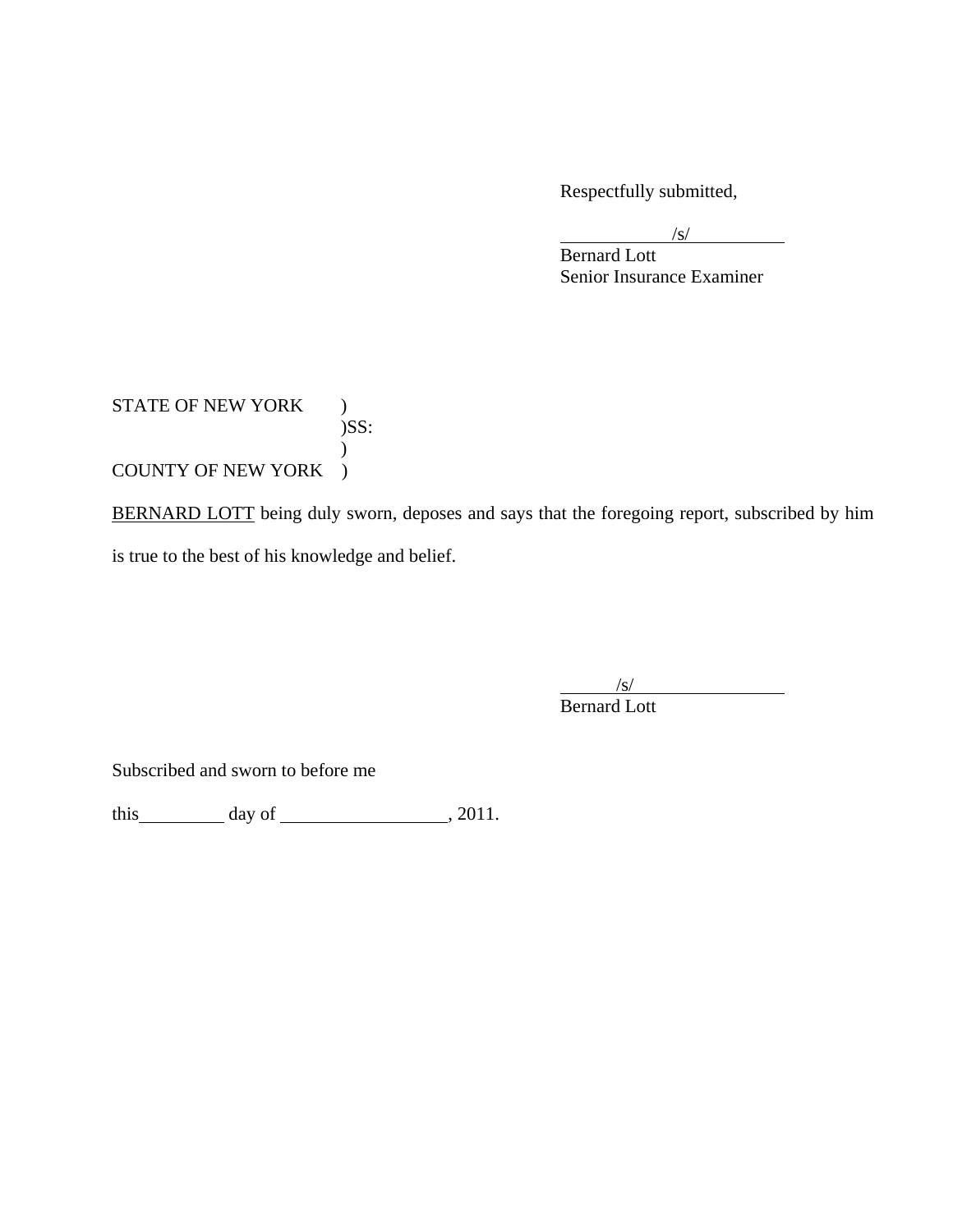Respectfully submitted,

/s/
Bernard Lott
Senior Insurance Examiner

STATE OF NEW YORK )
)SS:
)
COUNTY OF NEW YORK )

BERNARD LOTT being duly sworn, deposes and says that the foregoing report, subscribed by him is true to the best of his knowledge and belief.

/s/
Bernard Lott

Subscribed and sworn to before me

this\_\_\_\_\_\_\_\_\_ day of \_\_\_\_\_\_\_\_\_\_\_\_\_\_\_\_\_, 2011.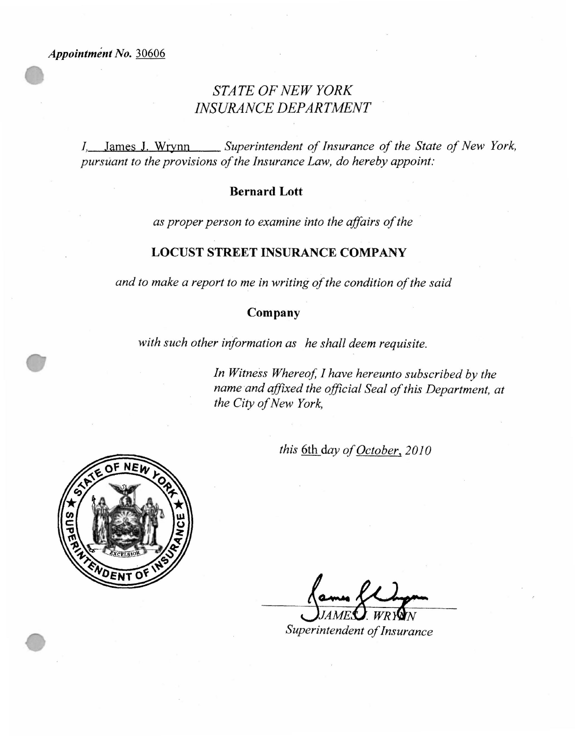*Appointment No.* 30606

# *STATE OF NEW YORK*
# *INSURANCE DEPARTMENT*

*I,* James J. Wrynn *Superintendent of Insurance of the State of New York, pursuant to the provisions of the Insurance Law, do hereby appoint:*

**Bernard Lott**

*as proper person to examine into the affairs of the*

**LOCUST STREET INSURANCE COMPANY**

*and to make a report to me in writing of the condition of the said*

**Company**

*with such other information as he shall deem requisite.*

*In Witness Whereof, I have hereunto subscribed by the name and affixed the official Seal of this Department, at the City of New York,*

*this* 6th *day of* *October, 2010*

STATE OF NEW YORK ★ SUPERINTENDENT OF INSURANCE ★ EXCELSIOR

*JAMES J. WRYNN*
*Superintendent of Insurance*